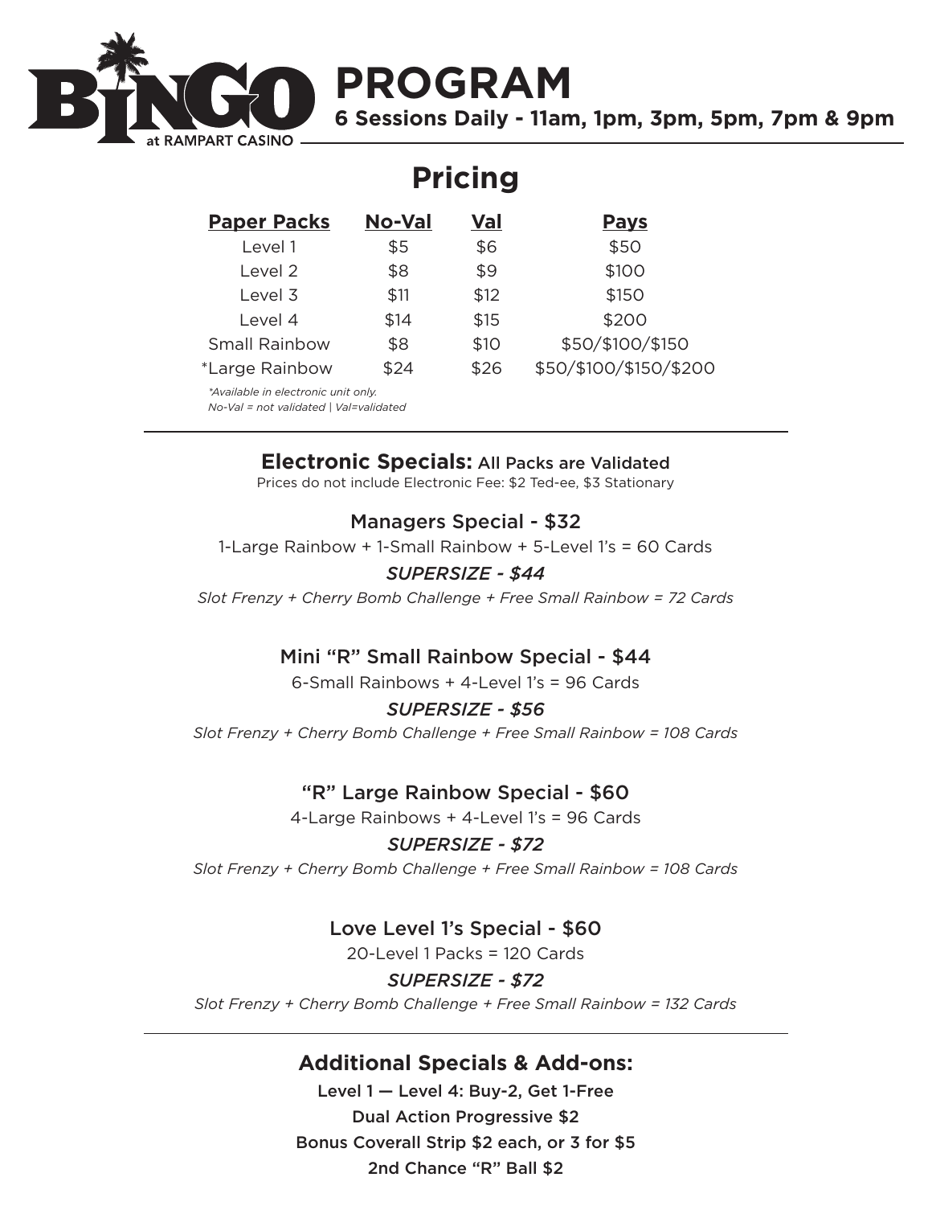# BINGO at RAMPART CASINO

# PROGRAM

**6 Sessions Daily - 11am, 1pm, 3pm, 5pm, 7pm & 9pm**

## Pricing

| Paper Packs | No-Val | Val | Pays |
|---|---|---|---|
| Level 1 | $5 | $6 | $50 |
| Level 2 | $8 | $9 | $100 |
| Level 3 | $11 | $12 | $150 |
| Level 4 | $14 | $15 | $200 |
| Small Rainbow | $8 | $10 | $50/$100/$150 |
| *Large Rainbow | $24 | $26 | $50/$100/$150/$200 |

*\*Available in electronic unit only.*
*No-Val = not validated | Val=validated*

---

**Electronic Specials:** All Packs are Validated

Prices do not include Electronic Fee: $2 Ted-ee, $3 Stationary

### Managers Special - $32

1-Large Rainbow + 1-Small Rainbow + 5-Level 1's = 60 Cards

***SUPERSIZE - $44***

*Slot Frenzy + Cherry Bomb Challenge + Free Small Rainbow = 72 Cards*

### Mini "R" Small Rainbow Special - $44

6-Small Rainbows + 4-Level 1's = 96 Cards

***SUPERSIZE - $56***

*Slot Frenzy + Cherry Bomb Challenge + Free Small Rainbow = 108 Cards*

### "R" Large Rainbow Special - $60

4-Large Rainbows + 4-Level 1's = 96 Cards

***SUPERSIZE - $72***

*Slot Frenzy + Cherry Bomb Challenge + Free Small Rainbow = 108 Cards*

### Love Level 1's Special - $60

20-Level 1 Packs = 120 Cards

***SUPERSIZE - $72***

*Slot Frenzy + Cherry Bomb Challenge + Free Small Rainbow = 132 Cards*

---

## Additional Specials & Add-ons:

Level 1 — Level 4: Buy-2, Get 1-Free

Dual Action Progressive $2

Bonus Coverall Strip $2 each, or 3 for $5

2nd Chance "R" Ball $2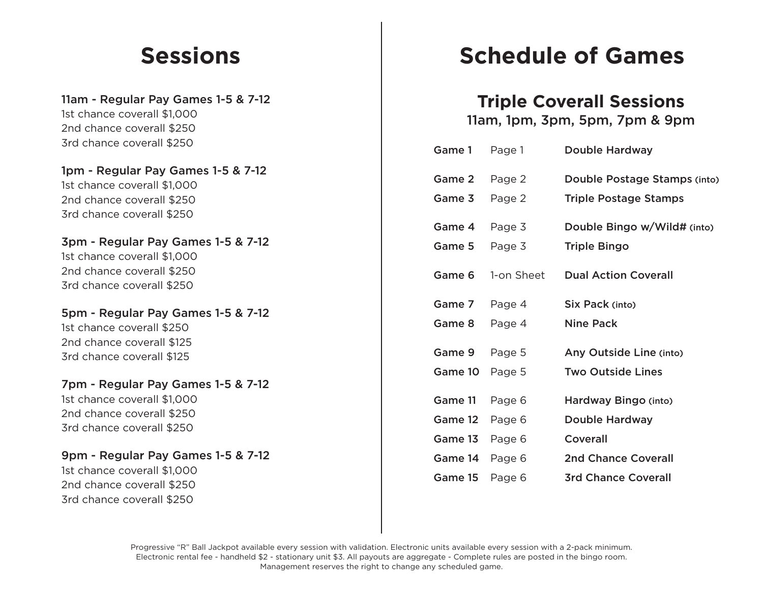# Sessions

**11am - Regular Pay Games 1-5 & 7-12**
1st chance coverall $1,000
2nd chance coverall $250
3rd chance coverall $250

**1pm - Regular Pay Games 1-5 & 7-12**
1st chance coverall $1,000
2nd chance coverall $250
3rd chance coverall $250

**3pm - Regular Pay Games 1-5 & 7-12**
1st chance coverall $1,000
2nd chance coverall $250
3rd chance coverall $250

**5pm - Regular Pay Games 1-5 & 7-12**
1st chance coverall $250
2nd chance coverall $125
3rd chance coverall $125

**7pm - Regular Pay Games 1-5 & 7-12**
1st chance coverall $1,000
2nd chance coverall $250
3rd chance coverall $250

**9pm - Regular Pay Games 1-5 & 7-12**
1st chance coverall $1,000
2nd chance coverall $250
3rd chance coverall $250

# Schedule of Games

## Triple Coverall Sessions

11am, 1pm, 3pm, 5pm, 7pm & 9pm

| | | |
|---|---|---|
| Game 1 | Page 1 | Double Hardway |
| Game 2 | Page 2 | Double Postage Stamps (into) |
| Game 3 | Page 2 | Triple Postage Stamps |
| Game 4 | Page 3 | Double Bingo w/Wild# (into) |
| Game 5 | Page 3 | Triple Bingo |
| Game 6 | 1-on Sheet | Dual Action Coverall |
| Game 7 | Page 4 | Six Pack (into) |
| Game 8 | Page 4 | Nine Pack |
| Game 9 | Page 5 | Any Outside Line (into) |
| Game 10 | Page 5 | Two Outside Lines |
| Game 11 | Page 6 | Hardway Bingo (into) |
| Game 12 | Page 6 | Double Hardway |
| Game 13 | Page 6 | Coverall |
| Game 14 | Page 6 | 2nd Chance Coverall |
| Game 15 | Page 6 | 3rd Chance Coverall |

Progressive "R" Ball Jackpot available every session with validation. Electronic units available every session with a 2-pack minimum. Electronic rental fee - handheld $2 - stationary unit $3. All payouts are aggregate - Complete rules are posted in the bingo room. Management reserves the right to change any scheduled game.